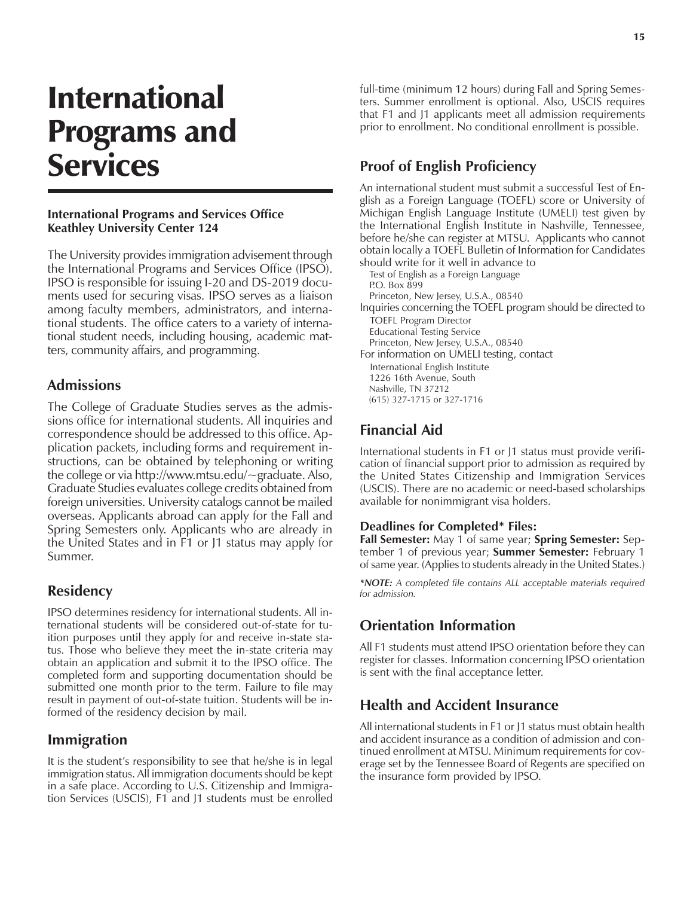# International Programs and Services

**International Programs and Services Office**
**Keathley University Center 124**

The University provides immigration advisement through the International Programs and Services Office (IPSO). IPSO is responsible for issuing I-20 and DS-2019 documents used for securing visas. IPSO serves as a liaison among faculty members, administrators, and international students. The office caters to a variety of international student needs, including housing, academic matters, community affairs, and programming.

## Admissions

The College of Graduate Studies serves as the admissions office for international students. All inquiries and correspondence should be addressed to this office. Application packets, including forms and requirement instructions, can be obtained by telephoning or writing the college or via http://www.mtsu.edu/~graduate. Also, Graduate Studies evaluates college credits obtained from foreign universities. University catalogs cannot be mailed overseas. Applicants abroad can apply for the Fall and Spring Semesters only. Applicants who are already in the United States and in F1 or J1 status may apply for Summer.

## Residency

IPSO determines residency for international students. All international students will be considered out-of-state for tuition purposes until they apply for and receive in-state status. Those who believe they meet the in-state criteria may obtain an application and submit it to the IPSO office. The completed form and supporting documentation should be submitted one month prior to the term. Failure to file may result in payment of out-of-state tuition. Students will be informed of the residency decision by mail.

## Immigration

It is the student's responsibility to see that he/she is in legal immigration status. All immigration documents should be kept in a safe place. According to U.S. Citizenship and Immigration Services (USCIS), F1 and J1 students must be enrolled full-time (minimum 12 hours) during Fall and Spring Semesters. Summer enrollment is optional. Also, USCIS requires that F1 and J1 applicants meet all admission requirements prior to enrollment. No conditional enrollment is possible.

## Proof of English Proficiency

An international student must submit a successful Test of English as a Foreign Language (TOEFL) score or University of Michigan English Language Institute (UMELI) test given by the International English Institute in Nashville, Tennessee, before he/she can register at MTSU. Applicants who cannot obtain locally a TOEFL Bulletin of Information for Candidates should write for it well in advance to

Test of English as a Foreign Language
P.O. Box 899
Princeton, New Jersey, U.S.A., 08540

Inquiries concerning the TOEFL program should be directed to

TOEFL Program Director
Educational Testing Service
Princeton, New Jersey, U.S.A., 08540

For information on UMELI testing, contact

International English Institute
1226 16th Avenue, South
Nashville, TN 37212
(615) 327-1715 or 327-1716

## Financial Aid

International students in F1 or J1 status must provide verification of financial support prior to admission as required by the United States Citizenship and Immigration Services (USCIS). There are no academic or need-based scholarships available for nonimmigrant visa holders.

### Deadlines for Completed* Files:

**Fall Semester:** May 1 of same year; **Spring Semester:** September 1 of previous year; **Summer Semester:** February 1 of same year. (Applies to students already in the United States.)

****NOTE:*** *A completed file contains ALL acceptable materials required for admission.*

## Orientation Information

All F1 students must attend IPSO orientation before they can register for classes. Information concerning IPSO orientation is sent with the final acceptance letter.

## Health and Accident Insurance

All international students in F1 or J1 status must obtain health and accident insurance as a condition of admission and continued enrollment at MTSU. Minimum requirements for coverage set by the Tennessee Board of Regents are specified on the insurance form provided by IPSO.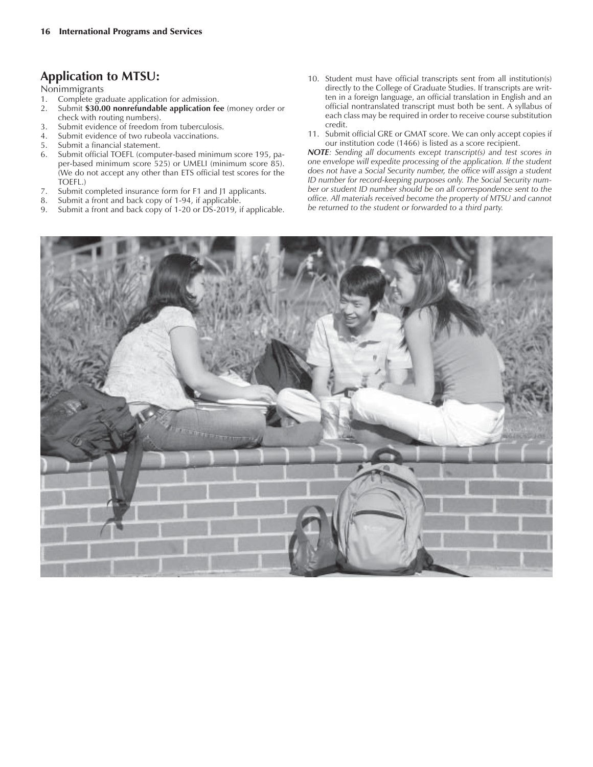## Application to MTSU:

Nonimmigrants

1. Complete graduate application for admission.
2. Submit **$30.00 nonrefundable application fee** (money order or check with routing numbers).
3. Submit evidence of freedom from tuberculosis.
4. Submit evidence of two rubeola vaccinations.
5. Submit a financial statement.
6. Submit official TOEFL (computer-based minimum score 195, paper-based minimum score 525) or UMELI (minimum score 85). (We do not accept any other than ETS official test scores for the TOEFL.)
7. Submit completed insurance form for F1 and J1 applicants.
8. Submit a front and back copy of 1-94, if applicable.
9. Submit a front and back copy of 1-20 or DS-2019, if applicable.
10. Student must have official transcripts sent from all institution(s) directly to the College of Graduate Studies. If transcripts are written in a foreign language, an official translation in English and an official nontranslated transcript must both be sent. A syllabus of each class may be required in order to receive course substitution credit.
11. Submit official GRE or GMAT score. We can only accept copies if our institution code (1466) is listed as a score recipient.

***NOTE**: Sending all documents except transcript(s) and test scores in one envelope will expedite processing of the application. If the student does not have a Social Security number, the office will assign a student ID number for record-keeping purposes only. The Social Security number or student ID number should be on all correspondence sent to the office. All materials received become the property of MTSU and cannot be returned to the student or forwarded to a third party.*